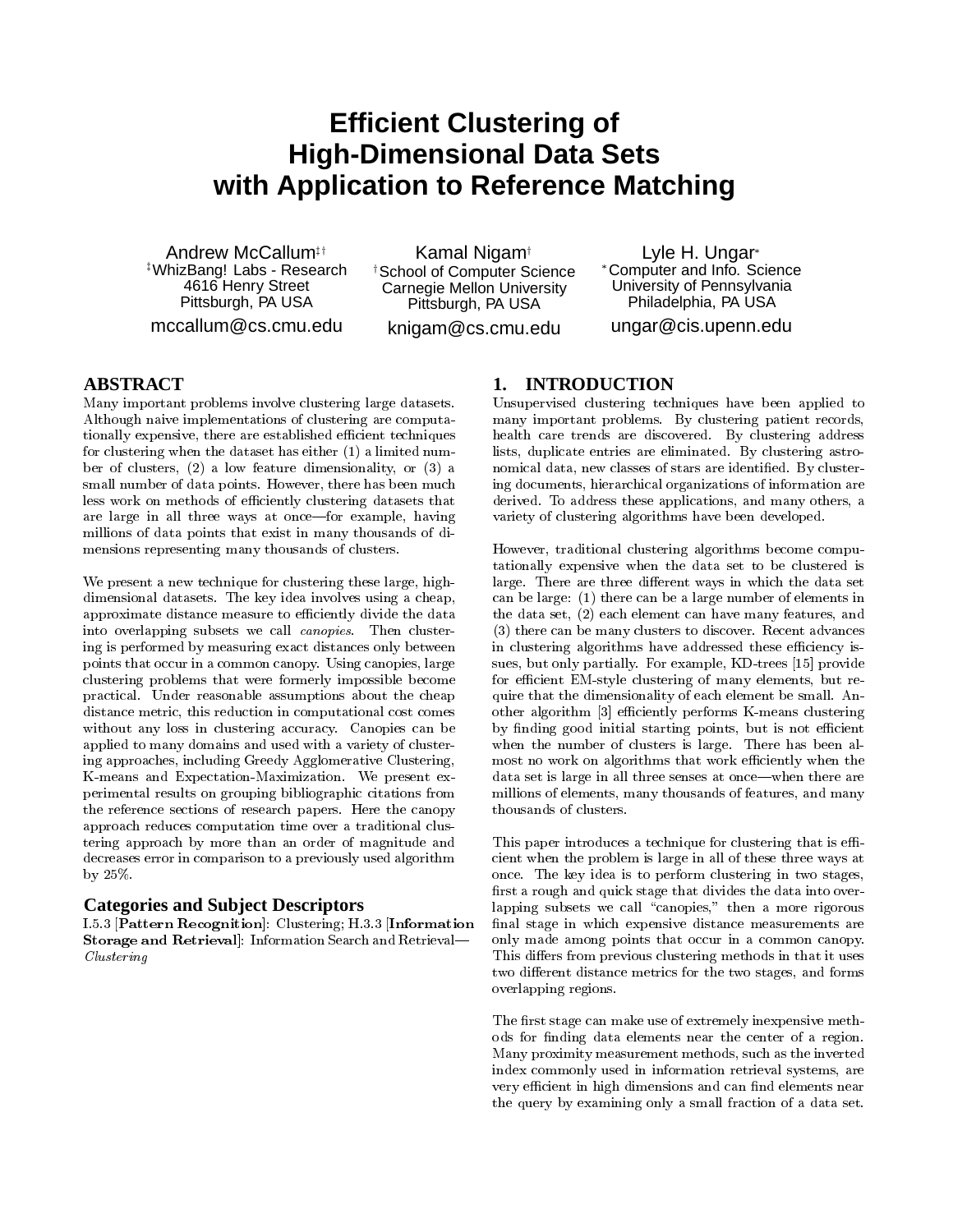# Efficient Clustering of High-Dimensional Data Sets with Application to Reference Matching

Andrew McCallum[‡†]
[‡]WhizBang! Labs - Research
4616 Henry Street
Pittsburgh, PA USA
mccallum@cs.cmu.edu

Kamal Nigam[†]
[†]School of Computer Science
Carnegie Mellon University
Pittsburgh, PA USA
knigam@cs.cmu.edu

Lyle H. Ungar[*]
[*]Computer and Info. Science
University of Pennsylvania
Philadelphia, PA USA
ungar@cis.upenn.edu

## ABSTRACT

Many important problems involve clustering large datasets. Although naive implementations of clustering are computationally expensive, there are established efficient techniques for clustering when the dataset has either (1) a limited number of clusters, (2) a low feature dimensionality, or (3) a small number of data points. However, there has been much less work on methods of efficiently clustering datasets that are large in all three ways at once—for example, having millions of data points that exist in many thousands of dimensions representing many thousands of clusters.

We present a new technique for clustering these large, high-dimensional datasets. The key idea involves using a cheap, approximate distance measure to efficiently divide the data into overlapping subsets we call *canopies*. Then clustering is performed by measuring exact distances only between points that occur in a common canopy. Using canopies, large clustering problems that were formerly impossible become practical. Under reasonable assumptions about the cheap distance metric, this reduction in computational cost comes without any loss in clustering accuracy. Canopies can be applied to many domains and used with a variety of clustering approaches, including Greedy Agglomerative Clustering, K-means and Expectation-Maximization. We present experimental results on grouping bibliographic citations from the reference sections of research papers. Here the canopy approach reduces computation time over a traditional clustering approach by more than an order of magnitude and decreases error in comparison to a previously used algorithm by 25%.

### Categories and Subject Descriptors

I.5.3 [**Pattern Recognition**]: Clustering; H.3.3 [**Information Storage and Retrieval**]: Information Search and Retrieval—*Clustering*

## 1. INTRODUCTION

Unsupervised clustering techniques have been applied to many important problems. By clustering patient records, health care trends are discovered. By clustering address lists, duplicate entries are eliminated. By clustering astronomical data, new classes of stars are identified. By clustering documents, hierarchical organizations of information are derived. To address these applications, and many others, a variety of clustering algorithms have been developed.

However, traditional clustering algorithms become computationally expensive when the data set to be clustered is large. There are three different ways in which the data set can be large: (1) there can be a large number of elements in the data set, (2) each element can have many features, and (3) there can be many clusters to discover. Recent advances in clustering algorithms have addressed these efficiency issues, but only partially. For example, KD-trees [15] provide for efficient EM-style clustering of many elements, but require that the dimensionality of each element be small. Another algorithm [3] efficiently performs K-means clustering by finding good initial starting points, but is not efficient when the number of clusters is large. There has been almost no work on algorithms that work efficiently when the data set is large in all three senses at once—when there are millions of elements, many thousands of features, and many thousands of clusters.

This paper introduces a technique for clustering that is efficient when the problem is large in all of these three ways at once. The key idea is to perform clustering in two stages, first a rough and quick stage that divides the data into overlapping subsets we call "canopies," then a more rigorous final stage in which expensive distance measurements are only made among points that occur in a common canopy. This differs from previous clustering methods in that it uses two different distance metrics for the two stages, and forms overlapping regions.

The first stage can make use of extremely inexpensive methods for finding data elements near the center of a region. Many proximity measurement methods, such as the inverted index commonly used in information retrieval systems, are very efficient in high dimensions and can find elements near the query by examining only a small fraction of a data set.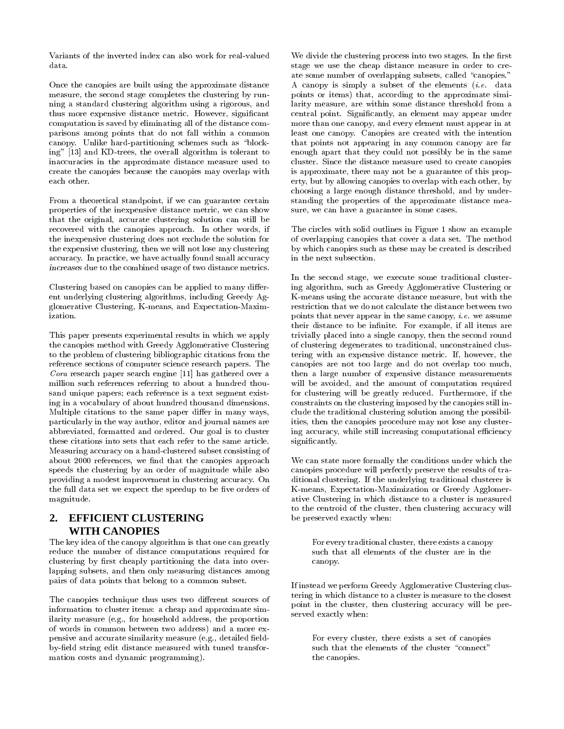Variants of the inverted index can also work for real-valued data.

Once the canopies are built using the approximate distance measure, the second stage completes the clustering by running a standard clustering algorithm using a rigorous, and thus more expensive distance metric. However, significant computation is saved by eliminating all of the distance comparisons among points that do not fall within a common canopy. Unlike hard-partitioning schemes such as "blocking" [13] and KD-trees, the overall algorithm is tolerant to inaccuracies in the approximate distance measure used to create the canopies because the canopies may overlap with each other.

From a theoretical standpoint, if we can guarantee certain properties of the inexpensive distance metric, we can show that the original, accurate clustering solution can still be recovered with the canopies approach. In other words, if the inexpensive clustering does not exclude the solution for the expensive clustering, then we will not lose any clustering accuracy. In practice, we have actually found small accuracy *increases* due to the combined usage of two distance metrics.

Clustering based on canopies can be applied to many different underlying clustering algorithms, including Greedy Agglomerative Clustering, K-means, and Expectation-Maximization.

This paper presents experimental results in which we apply the canopies method with Greedy Agglomerative Clustering to the problem of clustering bibliographic citations from the reference sections of computer science research papers. The *Cora* research paper search engine [11] has gathered over a million such references referring to about a hundred thousand unique papers; each reference is a text segment existing in a vocabulary of about hundred thousand dimensions. Multiple citations to the same paper differ in many ways, particularly in the way author, editor and journal names are abbreviated, formatted and ordered. Our goal is to cluster these citations into sets that each refer to the same article. Measuring accuracy on a hand-clustered subset consisting of about 2000 references, we find that the canopies approach speeds the clustering by an order of magnitude while also providing a modest improvement in clustering accuracy. On the full data set we expect the speedup to be five orders of magnitude.

## 2. EFFICIENT CLUSTERING WITH CANOPIES

The key idea of the canopy algorithm is that one can greatly reduce the number of distance computations required for clustering by first cheaply partitioning the data into overlapping subsets, and then only measuring distances among pairs of data points that belong to a common subset.

The canopies technique thus uses two different sources of information to cluster items: a cheap and approximate similarity measure (e.g., for household address, the proportion of words in common between two address) and a more expensive and accurate similarity measure (e.g., detailed field-by-field string edit distance measured with tuned transformation costs and dynamic programming).

We divide the clustering process into two stages. In the first stage we use the cheap distance measure in order to create some number of overlapping subsets, called "canopies." A canopy is simply a subset of the elements (*i.e.* data points or items) that, according to the approximate similarity measure, are within some distance threshold from a central point. Significantly, an element may appear under more than one canopy, and every element must appear in at least one canopy. Canopies are created with the intention that points not appearing in any common canopy are far enough apart that they could not possibly be in the same cluster. Since the distance measure used to create canopies is approximate, there may not be a guarantee of this property, but by allowing canopies to overlap with each other, by choosing a large enough distance threshold, and by understanding the properties of the approximate distance measure, we can have a guarantee in some cases.

The circles with solid outlines in Figure 1 show an example of overlapping canopies that cover a data set. The method by which canopies such as these may be created is described in the next subsection.

In the second stage, we execute some traditional clustering algorithm, such as Greedy Agglomerative Clustering or K-means using the accurate distance measure, but with the restriction that we do not calculate the distance between two points that never appear in the same canopy, *i.e.* we assume their distance to be infinite. For example, if all items are trivially placed into a single canopy, then the second round of clustering degenerates to traditional, unconstrained clustering with an expensive distance metric. If, however, the canopies are not too large and do not overlap too much, then a large number of expensive distance measurements will be avoided, and the amount of computation required for clustering will be greatly reduced. Furthermore, if the constraints on the clustering imposed by the canopies still include the traditional clustering solution among the possibilities, then the canopies procedure may not lose any clustering accuracy, while still increasing computational efficiency significantly.

We can state more formally the conditions under which the canopies procedure will perfectly preserve the results of traditional clustering. If the underlying traditional clusterer is K-means, Expectation-Maximization or Greedy Agglomerative Clustering in which distance to a cluster is measured to the centroid of the cluster, then clustering accuracy will be preserved exactly when:

> For every traditional cluster, there exists a canopy such that all elements of the cluster are in the canopy.

If instead we perform Greedy Agglomerative Clustering clustering in which distance to a cluster is measure to the closest point in the cluster, then clustering accuracy will be preserved exactly when:

> For every cluster, there exists a set of canopies such that the elements of the cluster "connect" the canopies.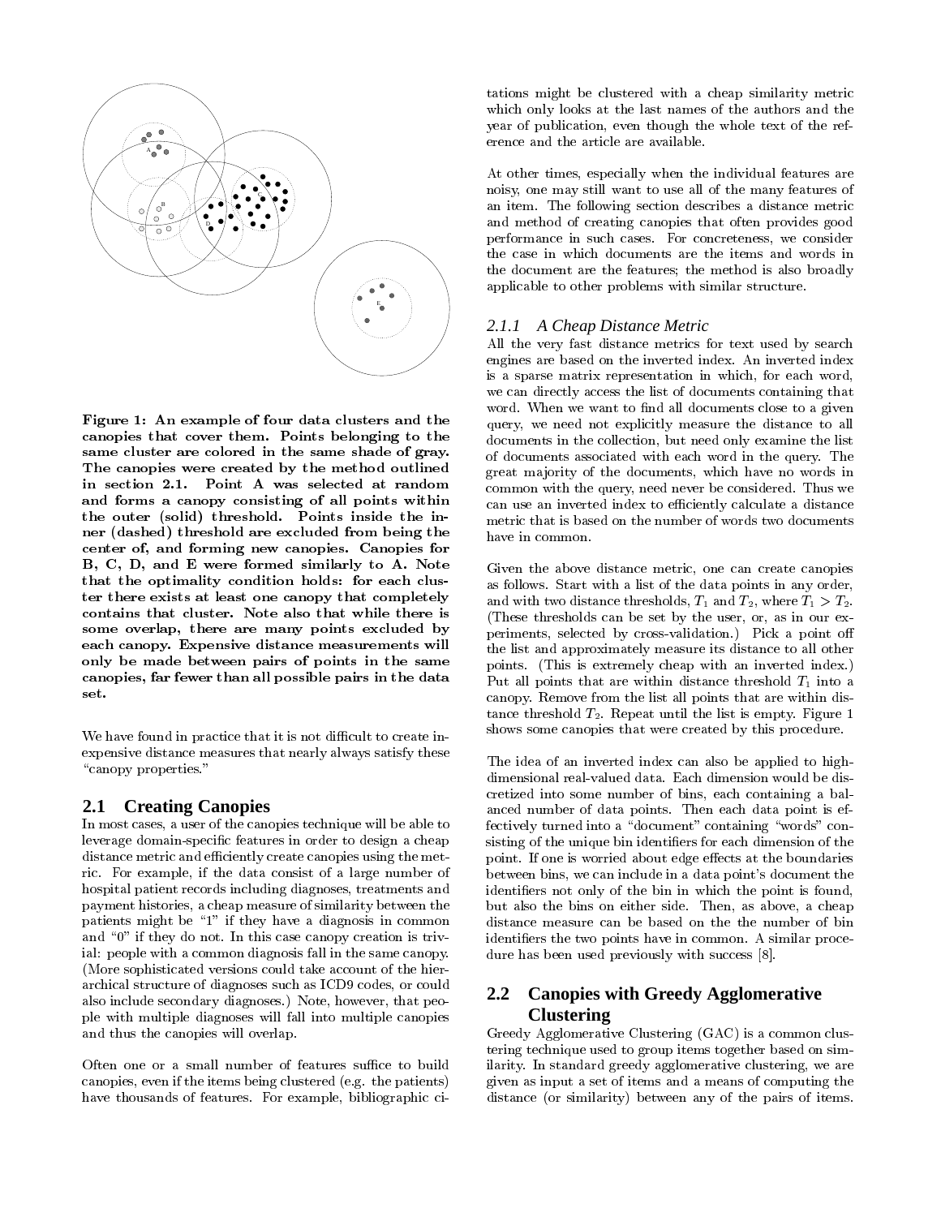**Figure 1: An example of four data clusters and the canopies that cover them. Points belonging to the same cluster are colored in the same shade of gray. The canopies were created by the method outlined in section 2.1. Point A was selected at random and forms a canopy consisting of all points within the outer (solid) threshold. Points inside the inner (dashed) threshold are excluded from being the center of, and forming new canopies. Canopies for B, C, D, and E were formed similarly to A. Note that the optimality condition holds: for each cluster there exists at least one canopy that completely contains that cluster. Note also that while there is some overlap, there are many points excluded by each canopy. Expensive distance measurements will only be made between pairs of points in the same canopies, far fewer than all possible pairs in the data set.**

We have found in practice that it is not difficult to create inexpensive distance measures that nearly always satisfy these "canopy properties."

## 2.1 Creating Canopies

In most cases, a user of the canopies technique will be able to leverage domain-specific features in order to design a cheap distance metric and efficiently create canopies using the metric. For example, if the data consist of a large number of hospital patient records including diagnoses, treatments and payment histories, a cheap measure of similarity between the patients might be "1" if they have a diagnosis in common and "0" if they do not. In this case canopy creation is trivial: people with a common diagnosis fall in the same canopy. (More sophisticated versions could take account of the hierarchical structure of diagnoses such as ICD9 codes, or could also include secondary diagnoses.) Note, however, that people with multiple diagnoses will fall into multiple canopies and thus the canopies will overlap.

Often one or a small number of features suffice to build canopies, even if the items being clustered (e.g. the patients) have thousands of features. For example, bibliographic citations might be clustered with a cheap similarity metric which only looks at the last names of the authors and the year of publication, even though the whole text of the reference and the article are available.

At other times, especially when the individual features are noisy, one may still want to use all of the many features of an item. The following section describes a distance metric and method of creating canopies that often provides good performance in such cases. For concreteness, we consider the case in which documents are the items and words in the document are the features; the method is also broadly applicable to other problems with similar structure.

### 2.1.1 *A Cheap Distance Metric*

All the very fast distance metrics for text used by search engines are based on the inverted index. An inverted index is a sparse matrix representation in which, for each word, we can directly access the list of documents containing that word. When we want to find all documents close to a given query, we need not explicitly measure the distance to all documents in the collection, but need only examine the list of documents associated with each word in the query. The great majority of the documents, which have no words in common with the query, need never be considered. Thus we can use an inverted index to efficiently calculate a distance metric that is based on the number of words two documents have in common.

Given the above distance metric, one can create canopies as follows. Start with a list of the data points in any order, and with two distance thresholds, $T_1$ and $T_2$, where $T_1 > T_2$. (These thresholds can be set by the user, or, as in our experiments, selected by cross-validation.) Pick a point off the list and approximately measure its distance to all other points. (This is extremely cheap with an inverted index.) Put all points that are within distance threshold $T_1$ into a canopy. Remove from the list all points that are within distance threshold $T_2$. Repeat until the list is empty. Figure 1 shows some canopies that were created by this procedure.

The idea of an inverted index can also be applied to high-dimensional real-valued data. Each dimension would be discretized into some number of bins, each containing a balanced number of data points. Then each data point is effectively turned into a "document" containing "words" consisting of the unique bin identifiers for each dimension of the point. If one is worried about edge effects at the boundaries between bins, we can include in a data point's document the identifiers not only of the bin in which the point is found, but also the bins on either side. Then, as above, a cheap distance measure can be based on the the number of bin identifiers the two points have in common. A similar procedure has been used previously with success [8].

## 2.2 Canopies with Greedy Agglomerative Clustering

Greedy Agglomerative Clustering (GAC) is a common clustering technique used to group items together based on similarity. In standard greedy agglomerative clustering, we are given as input a set of items and a means of computing the distance (or similarity) between any of the pairs of items.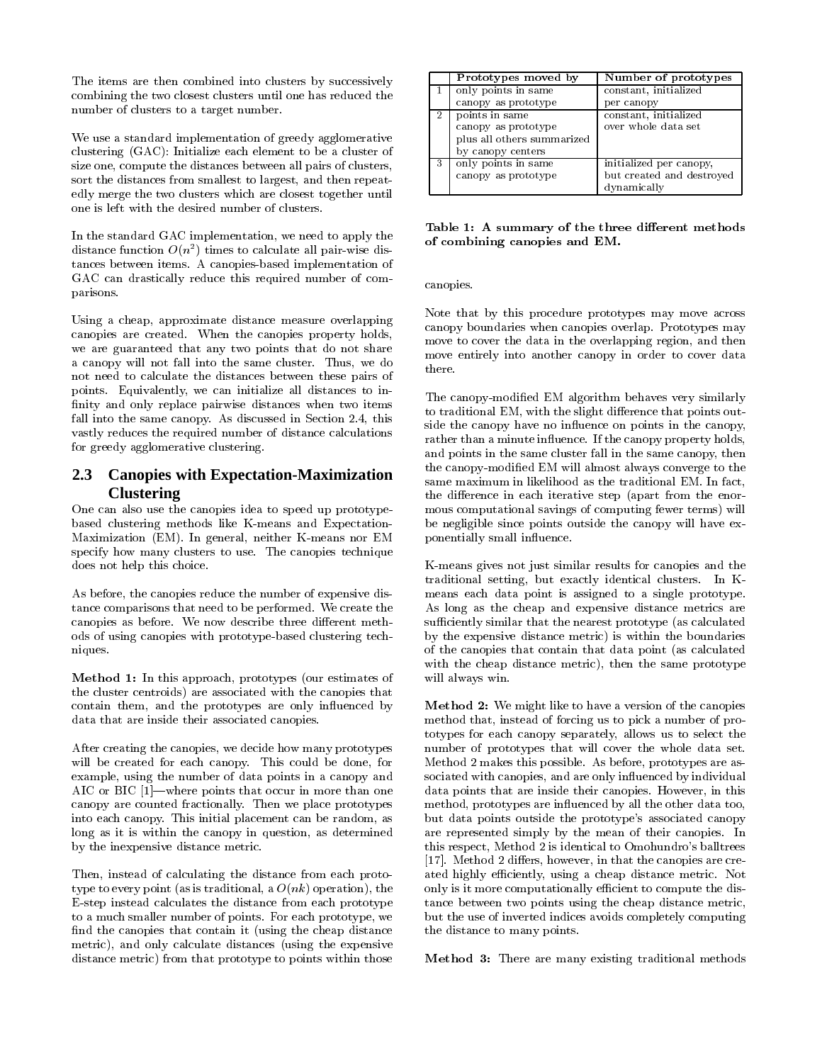The items are then combined into clusters by successively combining the two closest clusters until one has reduced the number of clusters to a target number.

We use a standard implementation of greedy agglomerative clustering (GAC): Initialize each element to be a cluster of size one, compute the distances between all pairs of clusters, sort the distances from smallest to largest, and then repeatedly merge the two clusters which are closest together until one is left with the desired number of clusters.

In the standard GAC implementation, we need to apply the distance function $O(n^2)$ times to calculate all pair-wise distances between items. A canopies-based implementation of GAC can drastically reduce this required number of comparisons.

Using a cheap, approximate distance measure overlapping canopies are created. When the canopies property holds, we are guaranteed that any two points that do not share a canopy will not fall into the same cluster. Thus, we do not need to calculate the distances between these pairs of points. Equivalently, we can initialize all distances to infinity and only replace pairwise distances when two items fall into the same canopy. As discussed in Section 2.4, this vastly reduces the required number of distance calculations for greedy agglomerative clustering.

## 2.3 Canopies with Expectation-Maximization Clustering

One can also use the canopies idea to speed up prototype-based clustering methods like K-means and Expectation-Maximization (EM). In general, neither K-means nor EM specify how many clusters to use. The canopies technique does not help this choice.

As before, the canopies reduce the number of expensive distance comparisons that need to be performed. We create the canopies as before. We now describe three different methods of using canopies with prototype-based clustering techniques.

**Method 1:** In this approach, prototypes (our estimates of the cluster centroids) are associated with the canopies that contain them, and the prototypes are only influenced by data that are inside their associated canopies.

After creating the canopies, we decide how many prototypes will be created for each canopy. This could be done, for example, using the number of data points in a canopy and AIC or BIC [1]—where points that occur in more than one canopy are counted fractionally. Then we place prototypes into each canopy. This initial placement can be random, as long as it is within the canopy in question, as determined by the inexpensive distance metric.

Then, instead of calculating the distance from each prototype to every point (as is traditional, a $O(nk)$ operation), the E-step instead calculates the distance from each prototype to a much smaller number of points. For each prototype, we find the canopies that contain it (using the cheap distance metric), and only calculate distances (using the expensive distance metric) from that prototype to points within those canopies.

| | Prototypes moved by | Number of prototypes |
|---|---|---|
| 1 | only points in same canopy as prototype | constant, initialized per canopy |
| 2 | points in same canopy as prototype plus all others summarized by canopy centers | constant, initialized over whole data set |
| 3 | only points in same canopy as prototype | initialized per canopy, but created and destroyed dynamically |

**Table 1: A summary of the three different methods of combining canopies and EM.**

Note that by this procedure prototypes may move across canopy boundaries when canopies overlap. Prototypes may move to cover the data in the overlapping region, and then move entirely into another canopy in order to cover data there.

The canopy-modified EM algorithm behaves very similarly to traditional EM, with the slight difference that points outside the canopy have no influence on points in the canopy, rather than a minute influence. If the canopy property holds, and points in the same cluster fall in the same canopy, then the canopy-modified EM will almost always converge to the same maximum in likelihood as the traditional EM. In fact, the difference in each iterative step (apart from the enormous computational savings of computing fewer terms) will be negligible since points outside the canopy will have exponentially small influence.

K-means gives not just similar results for canopies and the traditional setting, but exactly identical clusters. In K-means each data point is assigned to a single prototype. As long as the cheap and expensive distance metrics are sufficiently similar that the nearest prototype (as calculated by the expensive distance metric) is within the boundaries of the canopies that contain that data point (as calculated with the cheap distance metric), then the same prototype will always win.

**Method 2:** We might like to have a version of the canopies method that, instead of forcing us to pick a number of prototypes for each canopy separately, allows us to select the number of prototypes that will cover the whole data set. Method 2 makes this possible. As before, prototypes are associated with canopies, and are only influenced by individual data points that are inside their canopies. However, in this method, prototypes are influenced by all the other data too, but data points outside the prototype's associated canopy are represented simply by the mean of their canopies. In this respect, Method 2 is identical to Omohundro's balltrees [17]. Method 2 differs, however, in that the canopies are created highly efficiently, using a cheap distance metric. Not only is it more computationally efficient to compute the distance between two points using the cheap distance metric, but the use of inverted indices avoids completely computing the distance to many points.

**Method 3:** There are many existing traditional methods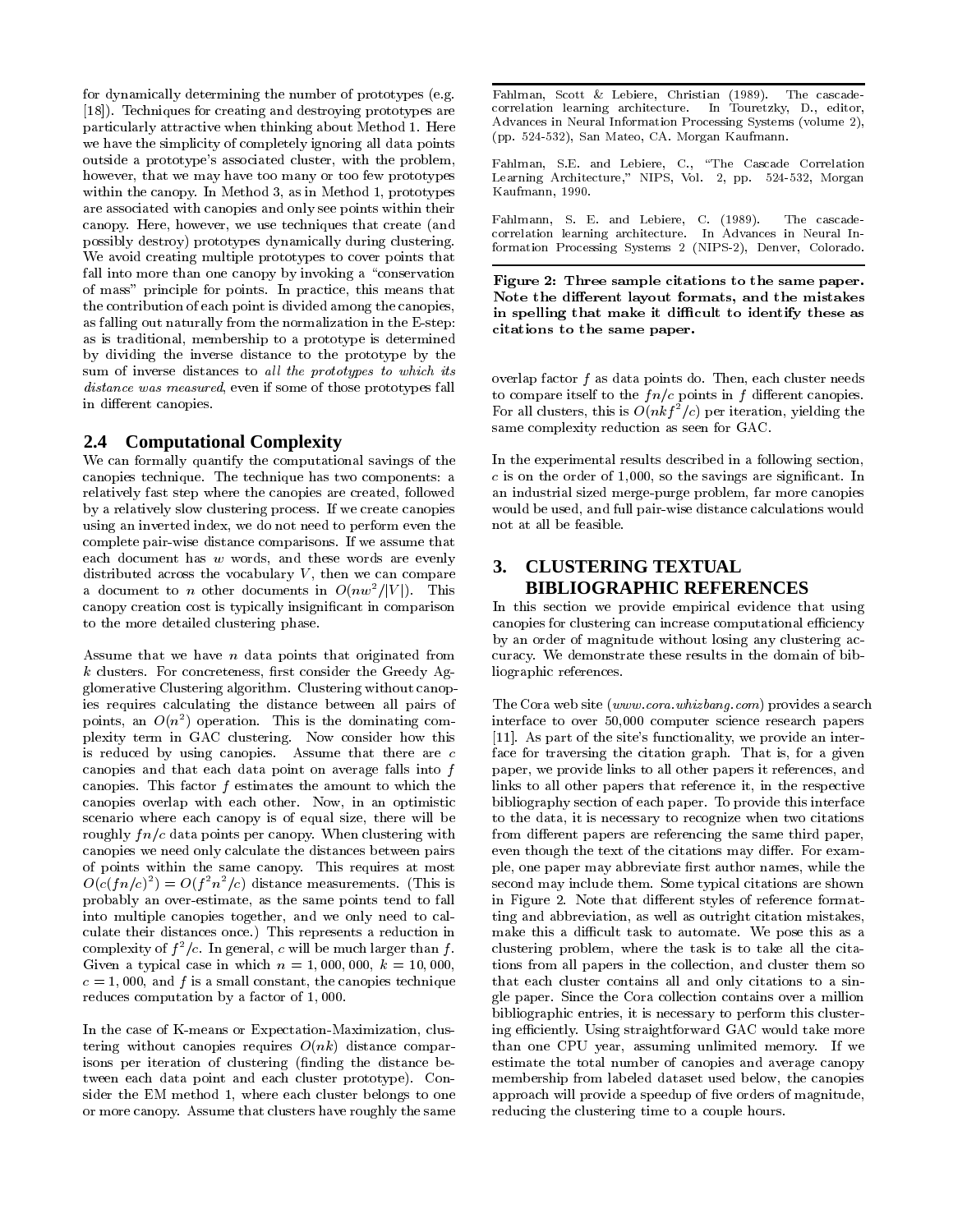for dynamically determining the number of prototypes (e.g. [18]). Techniques for creating and destroying prototypes are particularly attractive when thinking about Method 1. Here we have the simplicity of completely ignoring all data points outside a prototype's associated cluster, with the problem, however, that we may have too many or too few prototypes within the canopy. In Method 3, as in Method 1, prototypes are associated with canopies and only see points within their canopy. Here, however, we use techniques that create (and possibly destroy) prototypes dynamically during clustering. We avoid creating multiple prototypes to cover points that fall into more than one canopy by invoking a "conservation of mass" principle for points. In practice, this means that the contribution of each point is divided among the canopies, as falling out naturally from the normalization in the E-step: as is traditional, membership to a prototype is determined by dividing the inverse distance to the prototype by the sum of inverse distances to *all the prototypes to which its distance was measured*, even if some of those prototypes fall in different canopies.

## 2.4 Computational Complexity

We can formally quantify the computational savings of the canopies technique. The technique has two components: a relatively fast step where the canopies are created, followed by a relatively slow clustering process. If we create canopies using an inverted index, we do not need to perform even the complete pair-wise distance comparisons. If we assume that each document has $w$ words, and these words are evenly distributed across the vocabulary $V$, then we can compare a document to $n$ other documents in $O(nw^2/|V|)$. This canopy creation cost is typically insignificant in comparison to the more detailed clustering phase.

Assume that we have $n$ data points that originated from $k$ clusters. For concreteness, first consider the Greedy Agglomerative Clustering algorithm. Clustering without canopies requires calculating the distance between all pairs of points, an $O(n^2)$ operation. This is the dominating complexity term in GAC clustering. Now consider how this is reduced by using canopies. Assume that there are $c$ canopies and that each data point on average falls into $f$ canopies. This factor $f$ estimates the amount to which the canopies overlap with each other. Now, in an optimistic scenario where each canopy is of equal size, there will be roughly $fn/c$ data points per canopy. When clustering with canopies we need only calculate the distances between pairs of points within the same canopy. This requires at most $O(c(fn/c)^2) = O(f^2n^2/c)$ distance measurements. (This is probably an over-estimate, as the same points tend to fall into multiple canopies together, and we only need to calculate their distances once.) This represents a reduction in complexity of $f^2/c$. In general, $c$ will be much larger than $f$. Given a typical case in which $n = 1,000,000$, $k = 10,000$, $c = 1,000$, and $f$ is a small constant, the canopies technique reduces computation by a factor of 1,000.

In the case of K-means or Expectation-Maximization, clustering without canopies requires $O(nk)$ distance comparisons per iteration of clustering (finding the distance between each data point and each cluster prototype). Consider the EM method 1, where each cluster belongs to one or more canopy. Assume that clusters have roughly the same overlap factor $f$ as data points do. Then, each cluster needs to compare itself to the $fn/c$ points in $f$ different canopies. For all clusters, this is $O(nkf^2/c)$ per iteration, yielding the same complexity reduction as seen for GAC.

In the experimental results described in a following section, $c$ is on the order of 1,000, so the savings are significant. In an industrial sized merge-purge problem, far more canopies would be used, and full pair-wise distance calculations would not at all be feasible.

Fahlman, Scott & Lebiere, Christian (1989). The cascade-correlation learning architecture. In Touretzky, D., editor, Advances in Neural Information Processing Systems (volume 2), (pp. 524-532), San Mateo, CA. Morgan Kaufmann.

Fahlman, S.E. and Lebiere, C., "The Cascade Correlation Learning Architecture," NIPS, Vol. 2, pp. 524-532, Morgan Kaufmann, 1990.

Fahlmann, S. E. and Lebiere, C. (1989). The cascade-correlation learning architecture. In Advances in Neural Information Processing Systems 2 (NIPS-2), Denver, Colorado.

**Figure 2: Three sample citations to the same paper. Note the different layout formats, and the mistakes in spelling that make it difficult to identify these as citations to the same paper.**

# 3. CLUSTERING TEXTUAL BIBLIOGRAPHIC REFERENCES

In this section we provide empirical evidence that using canopies for clustering can increase computational efficiency by an order of magnitude without losing any clustering accuracy. We demonstrate these results in the domain of bibliographic references.

The Cora web site (*www.cora.whizbang.com*) provides a search interface to over 50,000 computer science research papers [11]. As part of the site's functionality, we provide an interface for traversing the citation graph. That is, for a given paper, we provide links to all other papers it references, and links to all other papers that reference it, in the respective bibliography section of each paper. To provide this interface to the data, it is necessary to recognize when two citations from different papers are referencing the same third paper, even though the text of the citations may differ. For example, one paper may abbreviate first author names, while the second may include them. Some typical citations are shown in Figure 2. Note that different styles of reference formatting and abbreviation, as well as outright citation mistakes, make this a difficult task to automate. We pose this as a clustering problem, where the task is to take all the citations from all papers in the collection, and cluster them so that each cluster contains all and only citations to a single paper. Since the Cora collection contains over a million bibliographic entries, it is necessary to perform this clustering efficiently. Using straightforward GAC would take more than one CPU year, assuming unlimited memory. If we estimate the total number of canopies and average canopy membership from labeled dataset used below, the canopies approach will provide a speedup of five orders of magnitude, reducing the clustering time to a couple hours.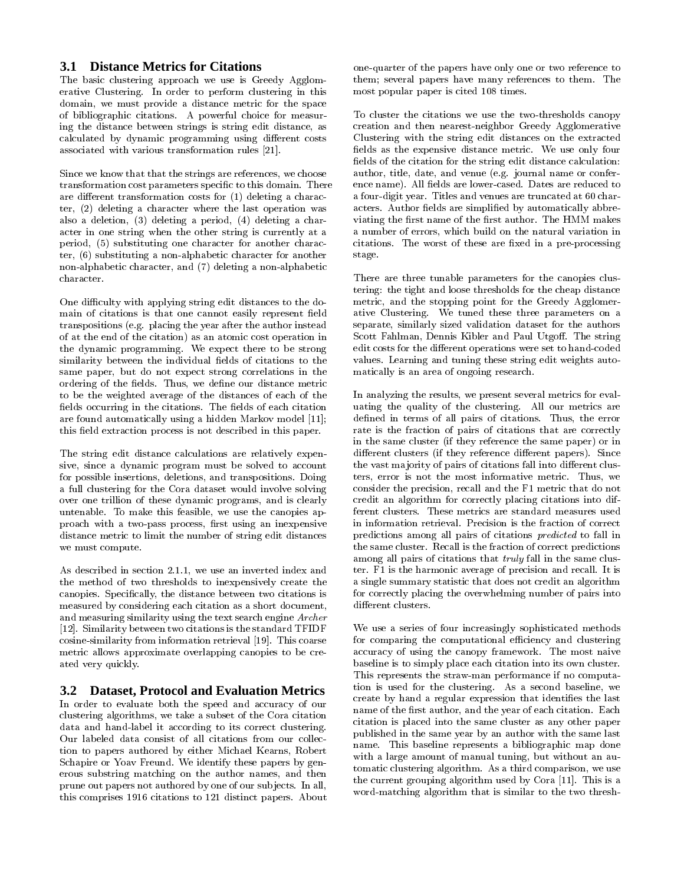### 3.1 Distance Metrics for Citations

The basic clustering approach we use is Greedy Agglomerative Clustering. In order to perform clustering in this domain, we must provide a distance metric for the space of bibliographic citations. A powerful choice for measuring the distance between strings is string edit distance, as calculated by dynamic programming using different costs associated with various transformation rules [21].

Since we know that that the strings are references, we choose transformation cost parameters specific to this domain. There are different transformation costs for (1) deleting a character, (2) deleting a character where the last operation was also a deletion, (3) deleting a period, (4) deleting a character in one string when the other string is currently at a period, (5) substituting one character for another character, (6) substituting a non-alphabetic character for another non-alphabetic character, and (7) deleting a non-alphabetic character.

One difficulty with applying string edit distances to the domain of citations is that one cannot easily represent field transpositions (e.g. placing the year after the author instead of at the end of the citation) as an atomic cost operation in the dynamic programming. We expect there to be strong similarity between the individual fields of citations to the same paper, but do not expect strong correlations in the ordering of the fields. Thus, we define our distance metric to be the weighted average of the distances of each of the fields occurring in the citations. The fields of each citation are found automatically using a hidden Markov model [11]; this field extraction process is not described in this paper.

The string edit distance calculations are relatively expensive, since a dynamic program must be solved to account for possible insertions, deletions, and transpositions. Doing a full clustering for the Cora dataset would involve solving over one trillion of these dynamic programs, and is clearly untenable. To make this feasible, we use the canopies approach with a two-pass process, first using an inexpensive distance metric to limit the number of string edit distances we must compute.

As described in section 2.1.1, we use an inverted index and the method of two thresholds to inexpensively create the canopies. Specifically, the distance between two citations is measured by considering each citation as a short document, and measuring similarity using the text search engine *Archer* [12]. Similarity between two citations is the standard TFIDF cosine-similarity from information retrieval [19]. This coarse metric allows approximate overlapping canopies to be created very quickly.

### 3.2 Dataset, Protocol and Evaluation Metrics

In order to evaluate both the speed and accuracy of our clustering algorithms, we take a subset of the Cora citation data and hand-label it according to its correct clustering. Our labeled data consist of all citations from our collection to papers authored by either Michael Kearns, Robert Schapire or Yoav Freund. We identify these papers by generous substring matching on the author names, and then prune out papers not authored by one of our subjects. In all, this comprises 1916 citations to 121 distinct papers. About one-quarter of the papers have only one or two reference to them; several papers have many references to them. The most popular paper is cited 108 times.

To cluster the citations we use the two-thresholds canopy creation and then nearest-neighbor Greedy Agglomerative Clustering with the string edit distances on the extracted fields as the expensive distance metric. We use only four fields of the citation for the string edit distance calculation: author, title, date, and venue (e.g. journal name or conference name). All fields are lower-cased. Dates are reduced to a four-digit year. Titles and venues are truncated at 60 characters. Author fields are simplified by automatically abbreviating the first name of the first author. The HMM makes a number of errors, which build on the natural variation in citations. The worst of these are fixed in a pre-processing stage.

There are three tunable parameters for the canopies clustering: the tight and loose thresholds for the cheap distance metric, and the stopping point for the Greedy Agglomerative Clustering. We tuned these three parameters on a separate, similarly sized validation dataset for the authors Scott Fahlman, Dennis Kibler and Paul Utgoff. The string edit costs for the different operations were set to hand-coded values. Learning and tuning these string edit weights automatically is an area of ongoing research.

In analyzing the results, we present several metrics for evaluating the quality of the clustering. All our metrics are defined in terms of all pairs of citations. Thus, the error rate is the fraction of pairs of citations that are correctly in the same cluster (if they reference the same paper) or in different clusters (if they reference different papers). Since the vast majority of pairs of citations fall into different clusters, error is not the most informative metric. Thus, we consider the precision, recall and the F1 metric that do not credit an algorithm for correctly placing citations into different clusters. These metrics are standard measures used in information retrieval. Precision is the fraction of correct predictions among all pairs of citations *predicted* to fall in the same cluster. Recall is the fraction of correct predictions among all pairs of citations that *truly* fall in the same cluster. F1 is the harmonic average of precision and recall. It is a single summary statistic that does not credit an algorithm for correctly placing the overwhelming number of pairs into different clusters.

We use a series of four increasingly sophisticated methods for comparing the computational efficiency and clustering accuracy of using the canopy framework. The most naive baseline is to simply place each citation into its own cluster. This represents the straw-man performance if no computation is used for the clustering. As a second baseline, we create by hand a regular expression that identifies the last name of the first author, and the year of each citation. Each citation is placed into the same cluster as any other paper published in the same year by an author with the same last name. This baseline represents a bibliographic map done with a large amount of manual tuning, but without an automatic clustering algorithm. As a third comparison, we use the current grouping algorithm used by Cora [11]. This is a word-matching algorithm that is similar to the two thresh-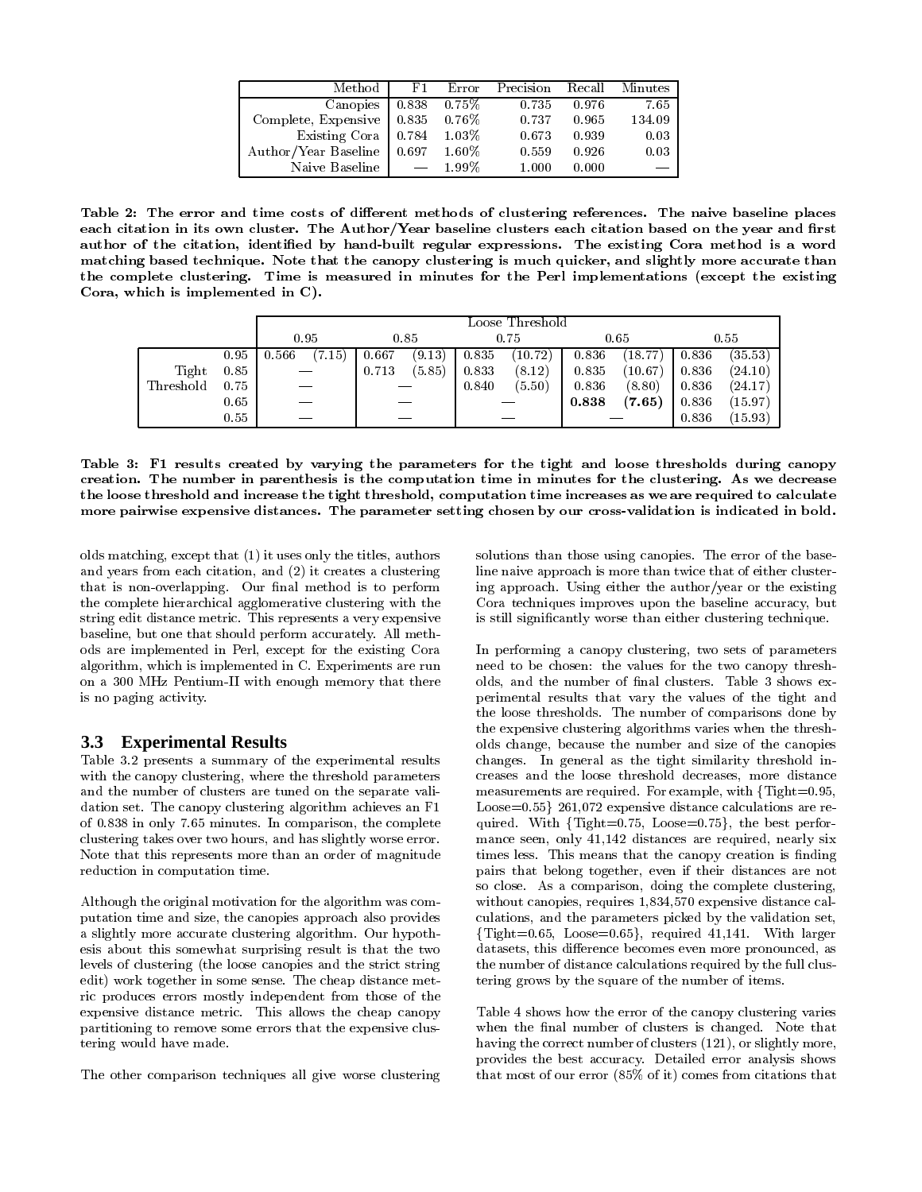| Method | F1 | Error | Precision | Recall | Minutes |
|---|---|---|---|---|---|
| Canopies | 0.838 | 0.75% | 0.735 | 0.976 | 7.65 |
| Complete, Expensive | 0.835 | 0.76% | 0.737 | 0.965 | 134.09 |
| Existing Cora | 0.784 | 1.03% | 0.673 | 0.939 | 0.03 |
| Author/Year Baseline | 0.697 | 1.60% | 0.559 | 0.926 | 0.03 |
| Naive Baseline | — | 1.99% | 1.000 | 0.000 | — |

**Table 2: The error and time costs of different methods of clustering references. The naive baseline places each citation in its own cluster. The Author/Year baseline clusters each citation based on the year and first author of the citation, identified by hand-built regular expressions. The existing Cora method is a word matching based technique. Note that the canopy clustering is much quicker, and slightly more accurate than the complete clustering. Time is measured in minutes for the Perl implementations (except the existing Cora, which is implemented in C).**

| | | Loose Threshold | | | | |
|---|---|---|---|---|---|---|
| | | 0.95 | 0.85 | 0.75 | 0.65 | 0.55 |
| Tight Threshold | 0.95 | 0.566 (7.15) | 0.667 (9.13) | 0.835 (10.72) | 0.836 (18.77) | 0.836 (35.53) |
| | 0.85 | — | 0.713 (5.85) | 0.833 (8.12) | 0.835 (10.67) | 0.836 (24.10) |
| | 0.75 | — | — | 0.840 (5.50) | 0.836 (8.80) | 0.836 (24.17) |
| | 0.65 | — | — | — | **0.838 (7.65)** | 0.836 (15.97) |
| | 0.55 | — | — | — | — | 0.836 (15.93) |

**Table 3: F1 results created by varying the parameters for the tight and loose thresholds during canopy creation. The number in parenthesis is the computation time in minutes for the clustering. As we decrease the loose threshold and increase the tight threshold, computation time increases as we are required to calculate more pairwise expensive distances. The parameter setting chosen by our cross-validation is indicated in bold.**

olds matching, except that (1) it uses only the titles, authors and years from each citation, and (2) it creates a clustering that is non-overlapping. Our final method is to perform the complete hierarchical agglomerative clustering with the string edit distance metric. This represents a very expensive baseline, but one that should perform accurately. All methods are implemented in Perl, except for the existing Cora algorithm, which is implemented in C. Experiments are run on a 300 MHz Pentium-II with enough memory that there is no paging activity.

### 3.3 Experimental Results

Table 3.2 presents a summary of the experimental results with the canopy clustering, where the threshold parameters and the number of clusters are tuned on the separate validation set. The canopy clustering algorithm achieves an F1 of 0.838 in only 7.65 minutes. In comparison, the complete clustering takes over two hours, and has slightly worse error. Note that this represents more than an order of magnitude reduction in computation time.

Although the original motivation for the algorithm was computation time and size, the canopies approach also provides a slightly more accurate clustering algorithm. Our hypothesis about this somewhat surprising result is that the two levels of clustering (the loose canopies and the strict string edit) work together in some sense. The cheap distance metric produces errors mostly independent from those of the expensive distance metric. This allows the cheap canopy partitioning to remove some errors that the expensive clustering would have made.

The other comparison techniques all give worse clustering solutions than those using canopies. The error of the baseline naive approach is more than twice that of either clustering approach. Using either the author/year or the existing Cora techniques improves upon the baseline accuracy, but is still significantly worse than either clustering technique.

In performing a canopy clustering, two sets of parameters need to be chosen: the values for the two canopy thresholds, and the number of final clusters. Table 3 shows experimental results that vary the values of the tight and the loose thresholds. The number of comparisons done by the expensive clustering algorithms varies when the thresholds change, because the number and size of the canopies changes. In general as the tight similarity threshold increases and the loose threshold decreases, more distance measurements are required. For example, with {Tight=0.95, Loose=0.55} 261,072 expensive distance calculations are required. With {Tight=0.75, Loose=0.75}, the best performance seen, only 41,142 distances are required, nearly six times less. This means that the canopy creation is finding pairs that belong together, even if their distances are not so close. As a comparison, doing the complete clustering, without canopies, requires 1,834,570 expensive distance calculations, and the parameters picked by the validation set, {Tight=0.65, Loose=0.65}, required 41,141. With larger datasets, this difference becomes even more pronounced, as the number of distance calculations required by the full clustering grows by the square of the number of items.

Table 4 shows how the error of the canopy clustering varies when the final number of clusters is changed. Note that having the correct number of clusters (121), or slightly more, provides the best accuracy. Detailed error analysis shows that most of our error (85% of it) comes from citations that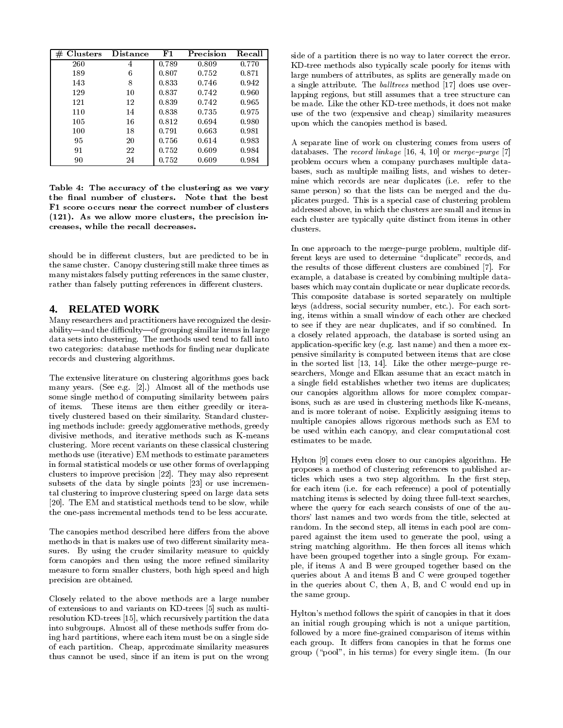| # Clusters | Distance | F1 | Precision | Recall |
|---|---|---|---|---|
| 260 | 4 | 0.789 | 0.809 | 0.770 |
| 189 | 6 | 0.807 | 0.752 | 0.871 |
| 143 | 8 | 0.833 | 0.746 | 0.942 |
| 129 | 10 | 0.837 | 0.742 | 0.960 |
| 121 | 12 | 0.839 | 0.742 | 0.965 |
| 110 | 14 | 0.838 | 0.735 | 0.975 |
| 105 | 16 | 0.812 | 0.694 | 0.980 |
| 100 | 18 | 0.791 | 0.663 | 0.981 |
| 95 | 20 | 0.756 | 0.614 | 0.983 |
| 91 | 22 | 0.752 | 0.609 | 0.984 |
| 90 | 24 | 0.752 | 0.609 | 0.984 |

**Table 4: The accuracy of the clustering as we vary the final number of clusters. Note that the best F1 score occurs near the correct number of clusters (121). As we allow more clusters, the precision increases, while the recall decreases.**

should be in different clusters, but are predicted to be in the same cluster. Canopy clustering still make three times as many mistakes falsely putting references in the same cluster, rather than falsely putting references in different clusters.

## 4. RELATED WORK

Many researchers and practitioners have recognized the desirability—and the difficulty—of grouping similar items in large data sets into clustering. The methods used tend to fall into two categories: database methods for finding near duplicate records and clustering algorithms.

The extensive literature on clustering algorithms goes back many years. (See e.g. [2].) Almost all of the methods use some single method of computing similarity between pairs of items. These items are then either greedily or iteratively clustered based on their similarity. Standard clustering methods include: greedy agglomerative methods, greedy divisive methods, and iterative methods such as K-means clustering. More recent variants on these classical clustering methods use (iterative) EM methods to estimate parameters in formal statistical models or use other forms of overlapping clusters to improve precision [22]. They may also represent subsets of the data by single points [23] or use incremental clustering to improve clustering speed on large data sets [20]. The EM and statistical methods tend to be slow, while the one-pass incremental methods tend to be less accurate.

The canopies method described here differs from the above methods in that is makes use of two different similarity measures. By using the cruder similarity measure to quickly form canopies and then using the more refined similarity measure to form smaller clusters, both high speed and high precision are obtained.

Closely related to the above methods are a large number of extensions to and variants on KD-trees [5] such as multi-resolution KD-trees [15], which recursively partition the data into subgroups. Almost all of these methods suffer from doing hard partitions, where each item must be on a single side of each partition. Cheap, approximate similarity measures thus cannot be used, since if an item is put on the wrong side of a partition there is no way to later correct the error. KD-tree methods also typically scale poorly for items with large numbers of attributes, as splits are generally made on a single attribute. The *balltrees* method [17] does use overlapping regions, but still assumes that a tree structure can be made. Like the other KD-tree methods, it does not make use of the two (expensive and cheap) similarity measures upon which the canopies method is based.

A separate line of work on clustering comes from users of databases. The *record linkage* [16, 4, 10] or *merge–purge* [7] problem occurs when a company purchases multiple databases, such as multiple mailing lists, and wishes to determine which records are near duplicates (i.e. refer to the same person) so that the lists can be merged and the duplicates purged. This is a special case of clustering problem addressed above, in which the clusters are small and items in each cluster are typically quite distinct from items in other clusters.

In one approach to the merge–purge problem, multiple different keys are used to determine "duplicate" records, and the results of those different clusters are combined [7]. For example, a database is created by combining multiple databases which may contain duplicate or near duplicate records. This composite database is sorted separately on multiple keys (address, social security number, etc.). For each sorting, items within a small window of each other are checked to see if they are near duplicates, and if so combined. In a closely related approach, the database is sorted using an application-specific key (e.g. last name) and then a more expensive similarity is computed between items that are close in the sorted list [13, 14]. Like the other merge–purge researchers, Monge and Elkan assume that an exact match in a single field establishes whether two items are duplicates; our canopies algorithm allows for more complex comparisons, such as are used in clustering methods like K-means, and is more tolerant of noise. Explicitly assigning items to multiple canopies allows rigorous methods such as EM to be used within each canopy, and clear computational cost estimates to be made.

Hylton [9] comes even closer to our canopies algorithm. He proposes a method of clustering references to published articles which uses a two step algorithm. In the first step, for each item (i.e. for each reference) a pool of potentially matching items is selected by doing three full-text searches, where the query for each search consists of one of the authors' last names and two words from the title, selected at random. In the second step, all items in each pool are compared against the item used to generate the pool, using a string matching algorithm. He then forces all items which have been grouped together into a single group. For example, if items A and B were grouped together based on the queries about A and items B and C were grouped together in the queries about C, then A, B, and C would end up in the same group.

Hylton's method follows the spirit of canopies in that it does an initial rough grouping which is not a unique partition, followed by a more fine-grained comparison of items within each group. It differs from canopies in that he forms one group ("pool", in his terms) for every single item. (In our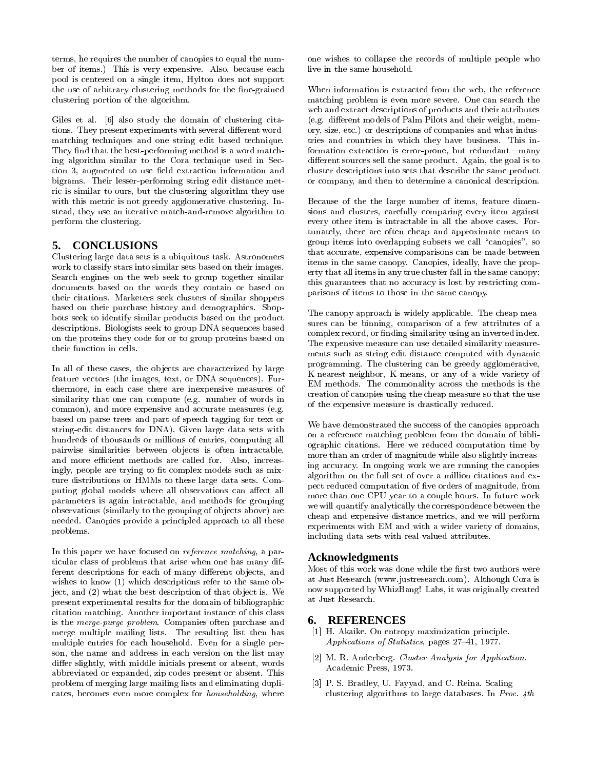terms, he requires the number of canopies to equal the number of items.) This is very expensive. Also, because each pool is centered on a single item, Hylton does not support the use of arbitrary clustering methods for the fine-grained clustering portion of the algorithm.

Giles et al. [6] also study the domain of clustering citations. They present experiments with several different word-matching techniques and one string edit based technique. They find that the best-performing method is a word matching algorithm similar to the Cora technique used in Section 3, augmented to use field extraction information and bigrams. Their lesser-performing string edit distance metric is similar to ours, but the clustering algorithm they use with this metric is not greedy agglomerative clustering. Instead, they use an iterative match-and-remove algorithm to perform the clustering.

## 5. CONCLUSIONS

Clustering large data sets is a ubiquitous task. Astronomers work to classify stars into similar sets based on their images. Search engines on the web seek to group together similar documents based on the words they contain or based on their citations. Marketers seek clusters of similar shoppers based on their purchase history and demographics. Shopbots seek to identify similar products based on the product descriptions. Biologists seek to group DNA sequences based on the proteins they code for or to group proteins based on their function in cells.

In all of these cases, the objects are characterized by large feature vectors (the images, text, or DNA sequences). Furthermore, in each case there are inexpensive measures of similarity that one can compute (e.g. number of words in common), and more expensive and accurate measures (e.g. based on parse trees and part of speech tagging for text or string-edit distances for DNA). Given large data sets with hundreds of thousands or millions of entries, computing all pairwise similarities between objects is often intractable, and more efficient methods are called for. Also, increasingly, people are trying to fit complex models such as mixture distributions or HMMs to these large data sets. Computing global models where all observations can affect all parameters is again intractable, and methods for grouping observations (similarly to the grouping of objects above) are needed. Canopies provide a principled approach to all these problems.

In this paper we have focused on *reference matching*, a particular class of problems that arise when one has many different descriptions for each of many different objects, and wishes to know (1) which descriptions refer to the same object, and (2) what the best description of that object is. We present experimental results for the domain of bibliographic citation matching. Another important instance of this class is the *merge-purge problem*. Companies often purchase and merge multiple mailing lists. The resulting list then has multiple entries for each household. Even for a single person, the name and address in each version on the list may differ slightly, with middle initials present or absent, words abbreviated or expanded, zip codes present or absent. This problem of merging large mailing lists and eliminating duplicates, becomes even more complex for *householding*, where one wishes to collapse the records of multiple people who live in the same household.

When information is extracted from the web, the reference matching problem is even more severe. One can search the web and extract descriptions of products and their attributes (e.g. different models of Palm Pilots and their weight, memory, size, etc.) or descriptions of companies and what industries and countries in which they have business. This information extraction is error-prone, but redundant—many different sources sell the same product. Again, the goal is to cluster descriptions into sets that describe the same product or company, and then to determine a canonical description.

Because of the the large number of items, feature dimensions and clusters, carefully comparing every item against every other item is intractable in all the above cases. Fortunately, there are often cheap and approximate means to group items into overlapping subsets we call "canopies", so that accurate, expensive comparisons can be made between items in the same canopy. Canopies, ideally, have the property that all items in any true cluster fall in the same canopy; this guarantees that no accuracy is lost by restricting comparisons of items to those in the same canopy.

The canopy approach is widely applicable. The cheap measures can be binning, comparison of a few attributes of a complex record, or finding similarity using an inverted index. The expensive measure can use detailed similarity measurements such as string edit distance computed with dynamic programming. The clustering can be greedy agglomerative, K-nearest neighbor, K-means, or any of a wide variety of EM methods. The commonality across the methods is the creation of canopies using the cheap measure so that the use of the expensive measure is drastically reduced.

We have demonstrated the success of the canopies approach on a reference matching problem from the domain of bibliographic citations. Here we reduced computation time by more than an order of magnitude while also slightly increasing accuracy. In ongoing work we are running the canopies algorithm on the full set of over a million citations and expect reduced computation of five orders of magnitude, from more than one CPU year to a couple hours. In future work we will quantify analytically the correspondence between the cheap and expensive distance metrics, and we will perform experiments with EM and with a wider variety of domains, including data sets with real-valued attributes.

## Acknowledgments

Most of this work was done while the first two authors were at Just Research (www.justresearch.com). Although Cora is now supported by WhizBang! Labs, it was originally created at Just Research.

## 6. REFERENCES

[1] H. Akaike. On entropy maximization principle. *Applications of Statistics*, pages 27–41, 1977.

[2] M. R. Anderberg. *Cluster Analysis for Application*. Academic Press, 1973.

[3] P. S. Bradley, U. Fayyad, and C. Reina. Scaling clustering algorithms to large databases. In *Proc. 4th*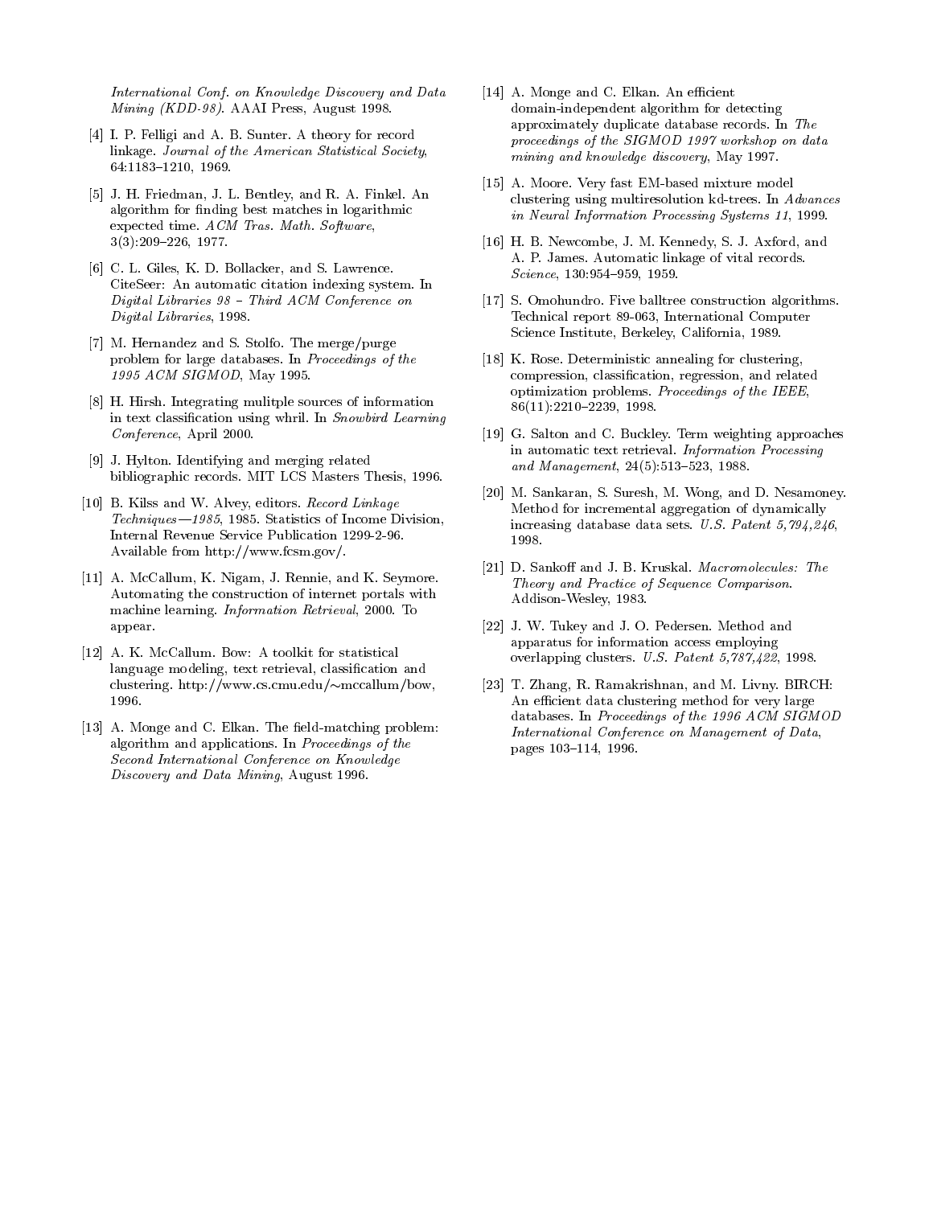International Conf. on Knowledge Discovery and Data Mining (KDD-98)*. AAAI Press, August 1998.

[4] I. P. Felligi and A. B. Sunter. A theory for record linkage. *Journal of the American Statistical Society*, 64:1183–1210, 1969.

[5] J. H. Friedman, J. L. Bentley, and R. A. Finkel. An algorithm for finding best matches in logarithmic expected time. *ACM Tras. Math. Software*, 3(3):209–226, 1977.

[6] C. L. Giles, K. D. Bollacker, and S. Lawrence. CiteSeer: An automatic citation indexing system. In *Digital Libraries 98 – Third ACM Conference on Digital Libraries*, 1998.

[7] M. Hernandez and S. Stolfo. The merge/purge problem for large databases. In *Proceedings of the 1995 ACM SIGMOD*, May 1995.

[8] H. Hirsh. Integrating mulitple sources of information in text classification using whril. In *Snowbird Learning Conference*, April 2000.

[9] J. Hylton. Identifying and merging related bibliographic records. MIT LCS Masters Thesis, 1996.

[10] B. Kilss and W. Alvey, editors. *Record Linkage Techniques—1985*, 1985. Statistics of Income Division, Internal Revenue Service Publication 1299-2-96. Available from http://www.fcsm.gov/.

[11] A. McCallum, K. Nigam, J. Rennie, and K. Seymore. Automating the construction of internet portals with machine learning. *Information Retrieval*, 2000. To appear.

[12] A. K. McCallum. Bow: A toolkit for statistical language modeling, text retrieval, classification and clustering. http://www.cs.cmu.edu/~mccallum/bow, 1996.

[13] A. Monge and C. Elkan. The field-matching problem: algorithm and applications. In *Proceedings of the Second International Conference on Knowledge Discovery and Data Mining*, August 1996.

[14] A. Monge and C. Elkan. An efficient domain-independent algorithm for detecting approximately duplicate database records. In *The proceedings of the SIGMOD 1997 workshop on data mining and knowledge discovery*, May 1997.

[15] A. Moore. Very fast EM-based mixture model clustering using multiresolution kd-trees. In *Advances in Neural Information Processing Systems 11*, 1999.

[16] H. B. Newcombe, J. M. Kennedy, S. J. Axford, and A. P. James. Automatic linkage of vital records. *Science*, 130:954–959, 1959.

[17] S. Omohundro. Five balltree construction algorithms. Technical report 89-063, International Computer Science Institute, Berkeley, California, 1989.

[18] K. Rose. Deterministic annealing for clustering, compression, classification, regression, and related optimization problems. *Proceedings of the IEEE*, 86(11):2210–2239, 1998.

[19] G. Salton and C. Buckley. Term weighting approaches in automatic text retrieval. *Information Processing and Management*, 24(5):513–523, 1988.

[20] M. Sankaran, S. Suresh, M. Wong, and D. Nesamoney. Method for incremental aggregation of dynamically increasing database data sets. *U.S. Patent 5,794,246*, 1998.

[21] D. Sankoff and J. B. Kruskal. *Macromolecules: The Theory and Practice of Sequence Comparison*. Addison-Wesley, 1983.

[22] J. W. Tukey and J. O. Pedersen. Method and apparatus for information access employing overlapping clusters. *U.S. Patent 5,787,422*, 1998.

[23] T. Zhang, R. Ramakrishnan, and M. Livny. BIRCH: An efficient data clustering method for very large databases. In *Proceedings of the 1996 ACM SIGMOD International Conference on Management of Data*, pages 103–114, 1996.